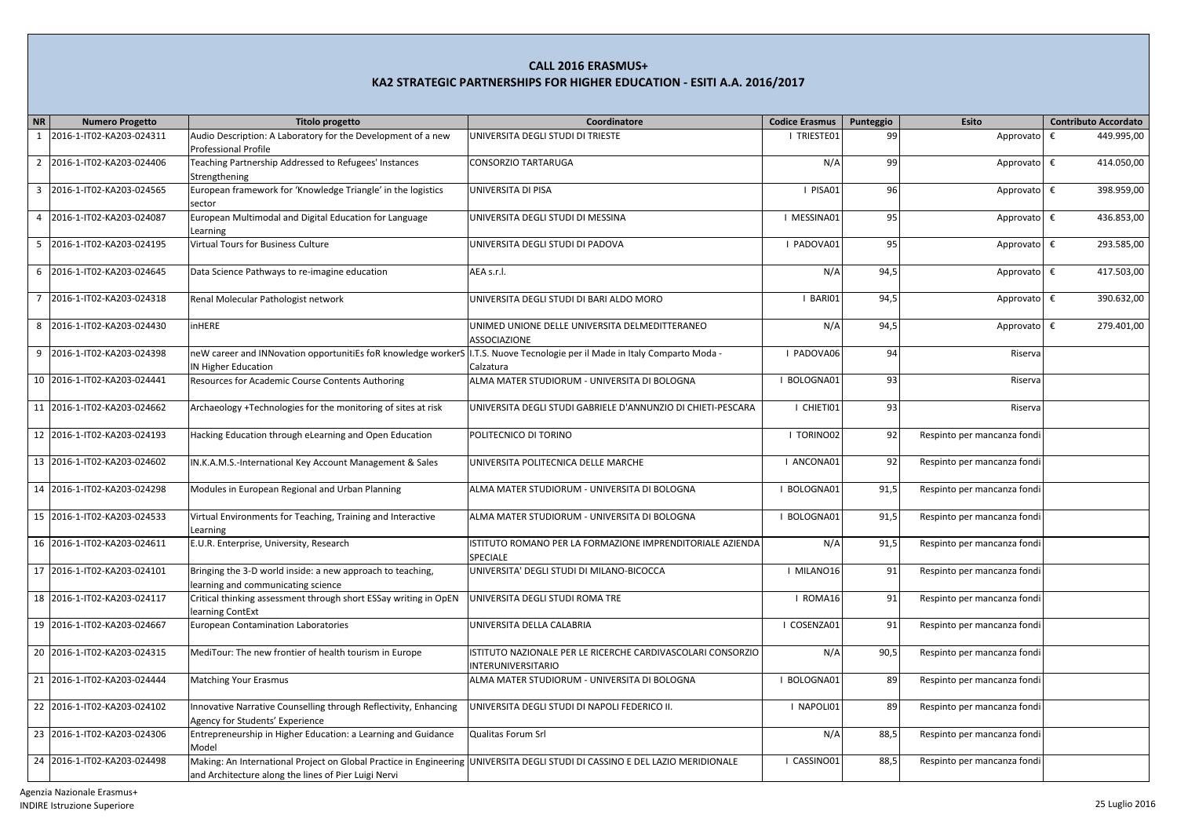# CALL 2016 ERASMUS+

## KA2 STRATEGIC PARTNERSHIPS FOR HIGHER EDUCATION - ESITI A.A. 2016/2017

| NR | Numero Progetto | Titolo progetto | Coordinatore | Codice Erasmus | Punteggio | Esito | Contributo Accordato |
|---|---|---|---|---|---|---|---|
| 1 | 2016-1-IT02-KA203-024311 | Audio Description: A Laboratory for the Development of a new Professional Profile | UNIVERSITA DEGLI STUDI DI TRIESTE | I TRIESTE01 | 99 | Approvato | € 449.995,00 |
| 2 | 2016-1-IT02-KA203-024406 | Teaching Partnership Addressed to Refugees' Instances Strengthening | CONSORZIO TARTARUGA | N/A | 99 | Approvato | € 414.050,00 |
| 3 | 2016-1-IT02-KA203-024565 | European framework for 'Knowledge Triangle' in the logistics sector | UNIVERSITA DI PISA | I PISA01 | 96 | Approvato | € 398.959,00 |
| 4 | 2016-1-IT02-KA203-024087 | European Multimodal and Digital Education for Language Learning | UNIVERSITA DEGLI STUDI DI MESSINA | I MESSINA01 | 95 | Approvato | € 436.853,00 |
| 5 | 2016-1-IT02-KA203-024195 | Virtual Tours for Business Culture | UNIVERSITA DEGLI STUDI DI PADOVA | I PADOVA01 | 95 | Approvato | € 293.585,00 |
| 6 | 2016-1-IT02-KA203-024645 | Data Science Pathways to re-imagine education | AEA s.r.l. | N/A | 94,5 | Approvato | € 417.503,00 |
| 7 | 2016-1-IT02-KA203-024318 | Renal Molecular Pathologist network | UNIVERSITA DEGLI STUDI DI BARI ALDO MORO | I BARI01 | 94,5 | Approvato | € 390.632,00 |
| 8 | 2016-1-IT02-KA203-024430 | inHERE | UNIMED UNIONE DELLE UNIVERSITA DELMEDITTERANEO ASSOCIAZIONE | N/A | 94,5 | Approvato | € 279.401,00 |
| 9 | 2016-1-IT02-KA203-024398 | neW career and INNovation opportunitiEs foR knowledge workerS IN Higher Education | I.T.S. Nuove Tecnologie per il Made in Italy Comparto Moda - Calzatura | I PADOVA06 | 94 | Riserva | |
| 10 | 2016-1-IT02-KA203-024441 | Resources for Academic Course Contents Authoring | ALMA MATER STUDIORUM - UNIVERSITA DI BOLOGNA | I BOLOGNA01 | 93 | Riserva | |
| 11 | 2016-1-IT02-KA203-024662 | Archaeology +Technologies for the monitoring of sites at risk | UNIVERSITA DEGLI STUDI GABRIELE D'ANNUNZIO DI CHIETI-PESCARA | I CHIETI01 | 93 | Riserva | |
| 12 | 2016-1-IT02-KA203-024193 | Hacking Education through eLearning and Open Education | POLITECNICO DI TORINO | I TORINO02 | 92 | Respinto per mancanza fondi | |
| 13 | 2016-1-IT02-KA203-024602 | IN.K.A.M.S.-International Key Account Management & Sales | UNIVERSITA POLITECNICA DELLE MARCHE | I ANCONA01 | 92 | Respinto per mancanza fondi | |
| 14 | 2016-1-IT02-KA203-024298 | Modules in European Regional and Urban Planning | ALMA MATER STUDIORUM - UNIVERSITA DI BOLOGNA | I BOLOGNA01 | 91,5 | Respinto per mancanza fondi | |
| 15 | 2016-1-IT02-KA203-024533 | Virtual Environments for Teaching, Training and Interactive Learning | ALMA MATER STUDIORUM - UNIVERSITA DI BOLOGNA | I BOLOGNA01 | 91,5 | Respinto per mancanza fondi | |
| 16 | 2016-1-IT02-KA203-024611 | E.U.R. Enterprise, University, Research | ISTITUTO ROMANO PER LA FORMAZIONE IMPRENDITORIALE AZIENDA SPECIALE | N/A | 91,5 | Respinto per mancanza fondi | |
| 17 | 2016-1-IT02-KA203-024101 | Bringing the 3-D world inside: a new approach to teaching, learning and communicating science | UNIVERSITA' DEGLI STUDI DI MILANO-BICOCCA | I MILANO16 | 91 | Respinto per mancanza fondi | |
| 18 | 2016-1-IT02-KA203-024117 | Critical thinking assessment through short ESSay writing in OpEN learning ContExt | UNIVERSITA DEGLI STUDI ROMA TRE | I ROMA16 | 91 | Respinto per mancanza fondi | |
| 19 | 2016-1-IT02-KA203-024667 | European Contamination Laboratories | UNIVERSITA DELLA CALABRIA | I COSENZA01 | 91 | Respinto per mancanza fondi | |
| 20 | 2016-1-IT02-KA203-024315 | MediTour: The new frontier of health tourism in Europe | ISTITUTO NAZIONALE PER LE RICERCHE CARDIVASCOLARI CONSORZIO INTERUNIVERSITARIO | N/A | 90,5 | Respinto per mancanza fondi | |
| 21 | 2016-1-IT02-KA203-024444 | Matching Your Erasmus | ALMA MATER STUDIORUM - UNIVERSITA DI BOLOGNA | I BOLOGNA01 | 89 | Respinto per mancanza fondi | |
| 22 | 2016-1-IT02-KA203-024102 | Innovative Narrative Counselling through Reflectivity, Enhancing Agency for Students' Experience | UNIVERSITA DEGLI STUDI DI NAPOLI FEDERICO II. | I NAPOLI01 | 89 | Respinto per mancanza fondi | |
| 23 | 2016-1-IT02-KA203-024306 | Entrepreneurship in Higher Education: a Learning and Guidance Model | Qualitas Forum Srl | N/A | 88,5 | Respinto per mancanza fondi | |
| 24 | 2016-1-IT02-KA203-024498 | Making: An International Project on Global Practice in Engineering and Architecture along the lines of Pier Luigi Nervi | UNIVERSITA DEGLI STUDI DI CASSINO E DEL LAZIO MERIDIONALE | I CASSINO01 | 88,5 | Respinto per mancanza fondi | |

Agenzia Nazionale Erasmus+
INDIRE Istruzione Superiore

25 Luglio 2016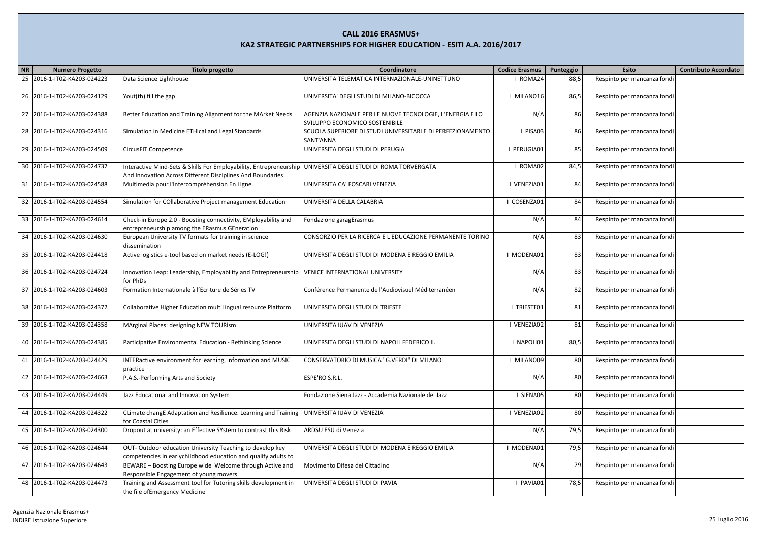# CALL 2016 ERASMUS+
## KA2 STRATEGIC PARTNERSHIPS FOR HIGHER EDUCATION - ESITI A.A. 2016/2017

| NR | Numero Progetto | Titolo progetto | Coordinatore | Codice Erasmus | Punteggio | Esito | Contributo Accordato |
|---|---|---|---|---|---|---|---|
| 25 | 2016-1-IT02-KA203-024223 | Data Science Lighthouse | UNIVERSITA TELEMATICA INTERNAZIONALE-UNINETTUNO | I ROMA24 | 88,5 | Respinto per mancanza fondi | |
| 26 | 2016-1-IT02-KA203-024129 | Yout(th) fill the gap | UNIVERSITA' DEGLI STUDI DI MILANO-BICOCCA | I MILANO16 | 86,5 | Respinto per mancanza fondi | |
| 27 | 2016-1-IT02-KA203-024388 | Better Education and Training Alignment for the MArket Needs | AGENZIA NAZIONALE PER LE NUOVE TECNOLOGIE, L'ENERGIA E LO SVILUPPO ECONOMICO SOSTENIBILE | N/A | 86 | Respinto per mancanza fondi | |
| 28 | 2016-1-IT02-KA203-024316 | Simulation in Medicine ETHIcal and Legal Standards | SCUOLA SUPERIORE DI STUDI UNIVERSITARI E DI PERFEZIONAMENTO SANT'ANNA | I PISA03 | 86 | Respinto per mancanza fondi | |
| 29 | 2016-1-IT02-KA203-024509 | CircusFIT Competence | UNIVERSITA DEGLI STUDI DI PERUGIA | I PERUGIA01 | 85 | Respinto per mancanza fondi | |
| 30 | 2016-1-IT02-KA203-024737 | Interactive Mind-Sets & Skills For Employability, Entrepreneurship And Innovation Across Different Disciplines And Boundaries | UNIVERSITA DEGLI STUDI DI ROMA TORVERGATA | I ROMA02 | 84,5 | Respinto per mancanza fondi | |
| 31 | 2016-1-IT02-KA203-024588 | Multimedia pour l'Intercompréhension En Ligne | UNIVERSITA CA' FOSCARI VENEZIA | I VENEZIA01 | 84 | Respinto per mancanza fondi | |
| 32 | 2016-1-IT02-KA203-024554 | Simulation for COllaborative Project management Education | UNIVERSITA DELLA CALABRIA | I COSENZA01 | 84 | Respinto per mancanza fondi | |
| 33 | 2016-1-IT02-KA203-024614 | Check-in Europe 2.0 - Boosting connectivity, EMployability and entrepreneurship among the ERasmus GEneration | Fondazione garagErasmus | N/A | 84 | Respinto per mancanza fondi | |
| 34 | 2016-1-IT02-KA203-024630 | European University TV formats for training in science dissemination | CONSORZIO PER LA RICERCA E L EDUCAZIONE PERMANENTE TORINO | N/A | 83 | Respinto per mancanza fondi | |
| 35 | 2016-1-IT02-KA203-024418 | Active logistics e-tool based on market needs (E-LOG!) | UNIVERSITA DEGLI STUDI DI MODENA E REGGIO EMILIA | I MODENA01 | 83 | Respinto per mancanza fondi | |
| 36 | 2016-1-IT02-KA203-024724 | Innovation Leap: Leadership, Employability and Entrepreneurship for PhDs | VENICE INTERNATIONAL UNIVERSITY | N/A | 83 | Respinto per mancanza fondi | |
| 37 | 2016-1-IT02-KA203-024603 | Formation Internationale à l'Ecriture de Séries TV | Conférence Permanente de l'Audiovisuel Méditerranéen | N/A | 82 | Respinto per mancanza fondi | |
| 38 | 2016-1-IT02-KA203-024372 | Collaborative Higher Education multiLingual resource Platform | UNIVERSITA DEGLI STUDI DI TRIESTE | I TRIESTE01 | 81 | Respinto per mancanza fondi | |
| 39 | 2016-1-IT02-KA203-024358 | MArginal Places: designing NEW TOURism | UNIVERSITA IUAV DI VENEZIA | I VENEZIA02 | 81 | Respinto per mancanza fondi | |
| 40 | 2016-1-IT02-KA203-024385 | Participative Environmental Education - Rethinking Science | UNIVERSITA DEGLI STUDI DI NAPOLI FEDERICO II. | I NAPOLI01 | 80,5 | Respinto per mancanza fondi | |
| 41 | 2016-1-IT02-KA203-024429 | INTERactive environment for learning, information and MUSIC practice | CONSERVATORIO DI MUSICA "G.VERDI" DI MILANO | I MILANO09 | 80 | Respinto per mancanza fondi | |
| 42 | 2016-1-IT02-KA203-024663 | P.A.S.-Performing Arts and Society | ESPE'RO S.R.L. | N/A | 80 | Respinto per mancanza fondi | |
| 43 | 2016-1-IT02-KA203-024449 | Jazz Educational and Innovation System | Fondazione Siena Jazz - Accademia Nazionale del Jazz | I SIENA05 | 80 | Respinto per mancanza fondi | |
| 44 | 2016-1-IT02-KA203-024322 | CLimate changE Adaptation and Resilience. Learning and Training for Coastal Cities | UNIVERSITA IUAV DI VENEZIA | I VENEZIA02 | 80 | Respinto per mancanza fondi | |
| 45 | 2016-1-IT02-KA203-024300 | Dropout at university: an Effective SYstem to contrast this Risk | ARDSU ESU di Venezia | N/A | 79,5 | Respinto per mancanza fondi | |
| 46 | 2016-1-IT02-KA203-024644 | OUT- Outdoor education University Teaching to develop key competencies in earlychildhood education and qualify adults to | UNIVERSITA DEGLI STUDI DI MODENA E REGGIO EMILIA | I MODENA01 | 79,5 | Respinto per mancanza fondi | |
| 47 | 2016-1-IT02-KA203-024643 | BEWARE – Boosting Europe wide Welcome through Active and Responsible Engagement of young movers | Movimento Difesa del Cittadino | N/A | 79 | Respinto per mancanza fondi | |
| 48 | 2016-1-IT02-KA203-024473 | Training and Assessment tool for Tutoring skills development in the file ofEmergency Medicine | UNIVERSITA DEGLI STUDI DI PAVIA | I PAVIA01 | 78,5 | Respinto per mancanza fondi | |

Agenzia Nazionale Erasmus+
INDIRE Istruzione Superiore

25 Luglio 2016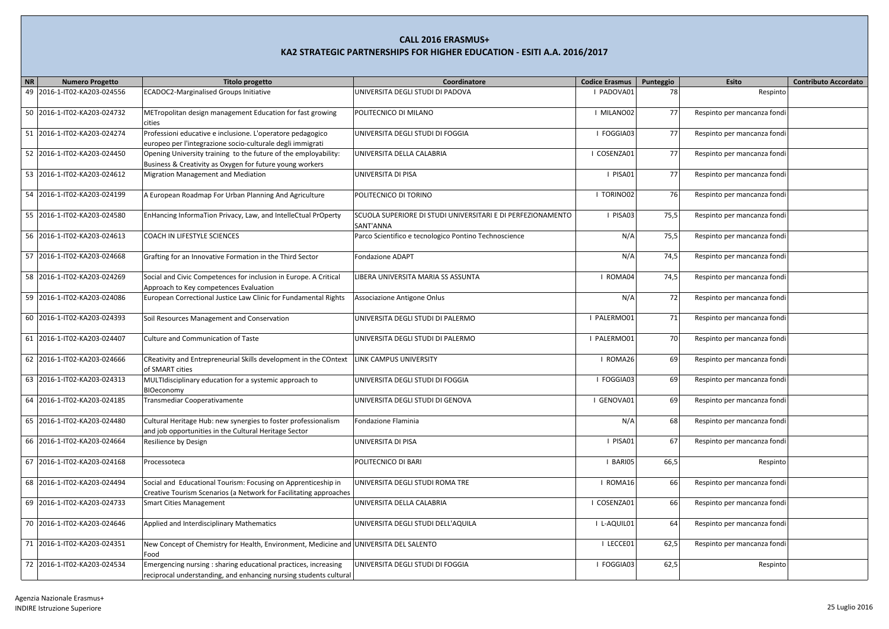# CALL 2016 ERASMUS+

## KA2 STRATEGIC PARTNERSHIPS FOR HIGHER EDUCATION - ESITI A.A. 2016/2017

| NR | Numero Progetto | Titolo progetto | Coordinatore | Codice Erasmus | Punteggio | Esito | Contributo Accordato |
|---|---|---|---|---|---|---|---|
| 49 | 2016-1-IT02-KA203-024556 | ECADOC2-Marginalised Groups Initiative | UNIVERSITA DEGLI STUDI DI PADOVA | I PADOVA01 | 78 | Respinto | |
| 50 | 2016-1-IT02-KA203-024732 | METropolitan design management Education for fast growing cities | POLITECNICO DI MILANO | I MILANO02 | 77 | Respinto per mancanza fondi | |
| 51 | 2016-1-IT02-KA203-024274 | Professioni educative e inclusione. L'operatore pedagogico europeo per l'integrazione socio-culturale degli immigrati | UNIVERSITA DEGLI STUDI DI FOGGIA | I FOGGIA03 | 77 | Respinto per mancanza fondi | |
| 52 | 2016-1-IT02-KA203-024450 | Opening University training to the future of the employability: Business & Creativity as Oxygen for future young workers | UNIVERSITA DELLA CALABRIA | I COSENZA01 | 77 | Respinto per mancanza fondi | |
| 53 | 2016-1-IT02-KA203-024612 | Migration Management and Mediation | UNIVERSITA DI PISA | I PISA01 | 77 | Respinto per mancanza fondi | |
| 54 | 2016-1-IT02-KA203-024199 | A European Roadmap For Urban Planning And Agriculture | POLITECNICO DI TORINO | I TORINO02 | 76 | Respinto per mancanza fondi | |
| 55 | 2016-1-IT02-KA203-024580 | EnHancing InformaTion Privacy, Law, and IntelleCtual PrOperty | SCUOLA SUPERIORE DI STUDI UNIVERSITARI E DI PERFEZIONAMENTO SANT'ANNA | I PISA03 | 75,5 | Respinto per mancanza fondi | |
| 56 | 2016-1-IT02-KA203-024613 | COACH IN LIFESTYLE SCIENCES | Parco Scientifico e tecnologico Pontino Technoscience | N/A | 75,5 | Respinto per mancanza fondi | |
| 57 | 2016-1-IT02-KA203-024668 | Grafting for an Innovative Formation in the Third Sector | Fondazione ADAPT | N/A | 74,5 | Respinto per mancanza fondi | |
| 58 | 2016-1-IT02-KA203-024269 | Social and Civic Competences for inclusion in Europe. A Critical Approach to Key competences Evaluation | LIBERA UNIVERSITA MARIA SS ASSUNTA | I ROMA04 | 74,5 | Respinto per mancanza fondi | |
| 59 | 2016-1-IT02-KA203-024086 | European Correctional Justice Law Clinic for Fundamental Rights | Associazione Antigone Onlus | N/A | 72 | Respinto per mancanza fondi | |
| 60 | 2016-1-IT02-KA203-024393 | Soil Resources Management and Conservation | UNIVERSITA DEGLI STUDI DI PALERMO | I PALERMO01 | 71 | Respinto per mancanza fondi | |
| 61 | 2016-1-IT02-KA203-024407 | Culture and Communication of Taste | UNIVERSITA DEGLI STUDI DI PALERMO | I PALERMO01 | 70 | Respinto per mancanza fondi | |
| 62 | 2016-1-IT02-KA203-024666 | CReativity and Entrepreneurial Skills development in the COntext of SMART cities | LINK CAMPUS UNIVERSITY | I ROMA26 | 69 | Respinto per mancanza fondi | |
| 63 | 2016-1-IT02-KA203-024313 | MULTIdisciplinary education for a systemic approach to BIOeconomy | UNIVERSITA DEGLI STUDI DI FOGGIA | I FOGGIA03 | 69 | Respinto per mancanza fondi | |
| 64 | 2016-1-IT02-KA203-024185 | Transmediar Cooperativamente | UNIVERSITA DEGLI STUDI DI GENOVA | I GENOVA01 | 69 | Respinto per mancanza fondi | |
| 65 | 2016-1-IT02-KA203-024480 | Cultural Heritage Hub: new synergies to foster professionalism and job opportunities in the Cultural Heritage Sector | Fondazione Flaminia | N/A | 68 | Respinto per mancanza fondi | |
| 66 | 2016-1-IT02-KA203-024664 | Resilience by Design | UNIVERSITA DI PISA | I PISA01 | 67 | Respinto per mancanza fondi | |
| 67 | 2016-1-IT02-KA203-024168 | Processoteca | POLITECNICO DI BARI | I BARI05 | 66,5 | Respinto | |
| 68 | 2016-1-IT02-KA203-024494 | Social and Educational Tourism: Focusing on Apprenticeship in Creative Tourism Scenarios (a Network for Facilitating approaches | UNIVERSITA DEGLI STUDI ROMA TRE | I ROMA16 | 66 | Respinto per mancanza fondi | |
| 69 | 2016-1-IT02-KA203-024733 | Smart Cities Management | UNIVERSITA DELLA CALABRIA | I COSENZA01 | 66 | Respinto per mancanza fondi | |
| 70 | 2016-1-IT02-KA203-024646 | Applied and Interdisciplinary Mathematics | UNIVERSITA DEGLI STUDI DELL'AQUILA | I L-AQUIL01 | 64 | Respinto per mancanza fondi | |
| 71 | 2016-1-IT02-KA203-024351 | New Concept of Chemistry for Health, Environment, Medicine and Food | UNIVERSITA DEL SALENTO | I LECCE01 | 62,5 | Respinto per mancanza fondi | |
| 72 | 2016-1-IT02-KA203-024534 | Emergencing nursing : sharing educational practices, increasing reciprocal understanding, and enhancing nursing students cultural | UNIVERSITA DEGLI STUDI DI FOGGIA | I FOGGIA03 | 62,5 | Respinto | |

Agenzia Nazionale Erasmus+
INDIRE Istruzione Superiore

25 Luglio 2016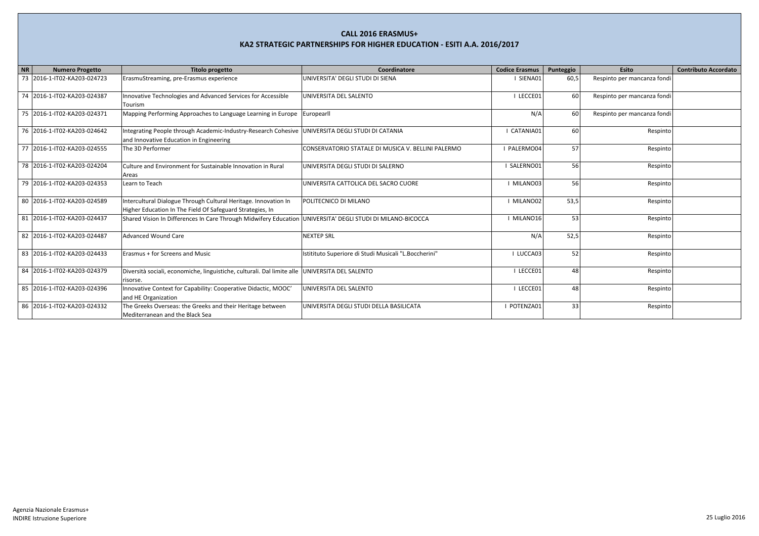# CALL 2016 ERASMUS+
## KA2 STRATEGIC PARTNERSHIPS FOR HIGHER EDUCATION - ESITI A.A. 2016/2017

| NR | Numero Progetto | Titolo progetto | Coordinatore | Codice Erasmus | Punteggio | Esito | Contributo Accordato |
|---|---|---|---|---|---|---|---|
| 73 | 2016-1-IT02-KA203-024723 | ErasmuStreaming, pre-Erasmus experience | UNIVERSITA' DEGLI STUDI DI SIENA | I SIENA01 | 60,5 | Respinto per mancanza fondi | |
| 74 | 2016-1-IT02-KA203-024387 | Innovative Technologies and Advanced Services for Accessible Tourism | UNIVERSITA DEL SALENTO | I LECCE01 | 60 | Respinto per mancanza fondi | |
| 75 | 2016-1-IT02-KA203-024371 | Mapping Performing Approaches to Language Learning in Europe | Europearll | N/A | 60 | Respinto per mancanza fondi | |
| 76 | 2016-1-IT02-KA203-024642 | Integrating People through Academic-Industry-Research Cohesive and Innovative Education in Engineering | UNIVERSITA DEGLI STUDI DI CATANIA | I CATANIA01 | 60 | Respinto | |
| 77 | 2016-1-IT02-KA203-024555 | The 3D Performer | CONSERVATORIO STATALE DI MUSICA V. BELLINI PALERMO | I PALERMO04 | 57 | Respinto | |
| 78 | 2016-1-IT02-KA203-024204 | Culture and Environment for Sustainable Innovation in Rural Areas | UNIVERSITA DEGLI STUDI DI SALERNO | I SALERNO01 | 56 | Respinto | |
| 79 | 2016-1-IT02-KA203-024353 | Learn to Teach | UNIVERSITA CATTOLICA DEL SACRO CUORE | I MILANO03 | 56 | Respinto | |
| 80 | 2016-1-IT02-KA203-024589 | Intercultural Dialogue Through Cultural Heritage. Innovation In Higher Education In The Field Of Safeguard Strategies, In | POLITECNICO DI MILANO | I MILANO02 | 53,5 | Respinto | |
| 81 | 2016-1-IT02-KA203-024437 | Shared Vision In Differences In Care Through Midwifery Education | UNIVERSITA' DEGLI STUDI DI MILANO-BICOCCA | I MILANO16 | 53 | Respinto | |
| 82 | 2016-1-IT02-KA203-024487 | Advanced Wound Care | NEXTEP SRL | N/A | 52,5 | Respinto | |
| 83 | 2016-1-IT02-KA203-024433 | Erasmus + for Screens and Music | Istitituto Superiore di Studi Musicali "L.Boccherini" | I LUCCA03 | 52 | Respinto | |
| 84 | 2016-1-IT02-KA203-024379 | Diversità sociali, economiche, linguistiche, culturali. Dal limite alle risorse. | UNIVERSITA DEL SALENTO | I LECCE01 | 48 | Respinto | |
| 85 | 2016-1-IT02-KA203-024396 | Innovative Context for Capability: Cooperative Didactic, MOOC' and HE Organization | UNIVERSITA DEL SALENTO | I LECCE01 | 48 | Respinto | |
| 86 | 2016-1-IT02-KA203-024332 | The Greeks Overseas: the Greeks and their Heritage between Mediterranean and the Black Sea | UNIVERSITA DEGLI STUDI DELLA BASILICATA | I POTENZA01 | 33 | Respinto | |

Agenzia Nazionale Erasmus+
INDIRE Istruzione Superiore

25 Luglio 2016